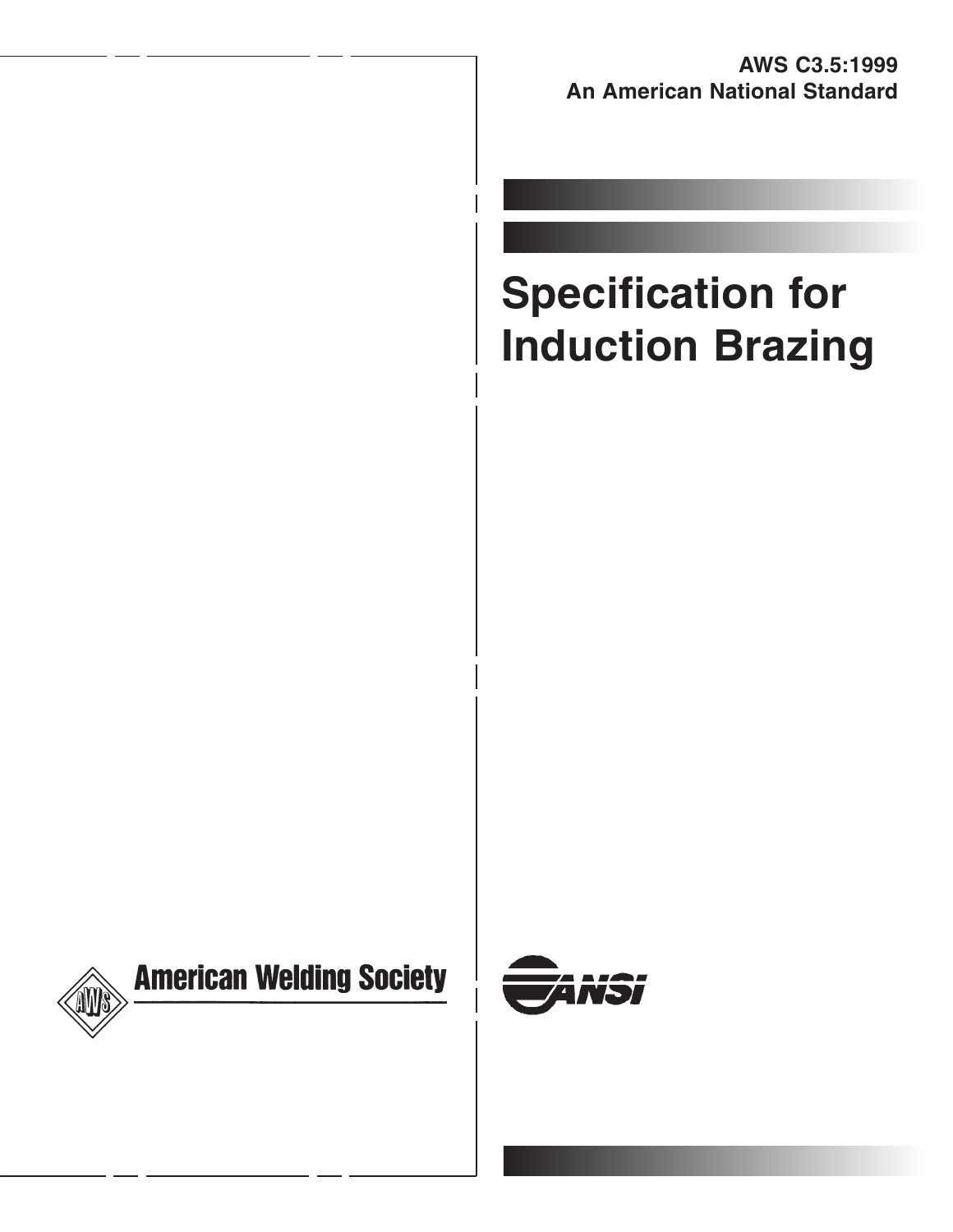**AWS C3.5:1999**
**An American National Standard**

# Specification for Induction Brazing

American Welding Society

ANSI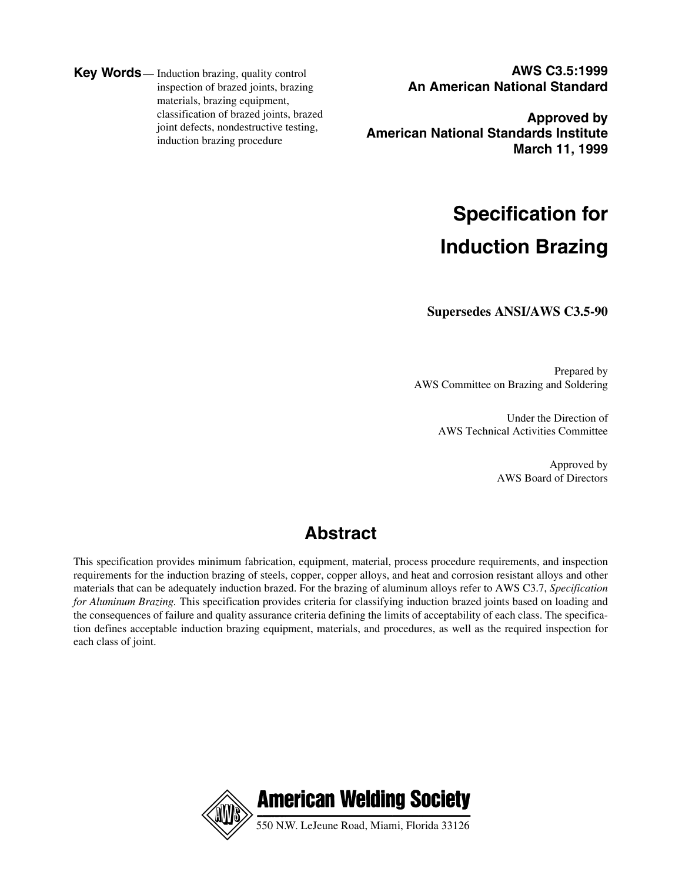**Key Words** — Induction brazing, quality control inspection of brazed joints, brazing materials, brazing equipment, classification of brazed joints, brazed joint defects, nondestructive testing, induction brazing procedure

**AWS C3.5:1999**
**An American National Standard**

**Approved by**
**American National Standards Institute**
**March 11, 1999**

# Specification for Induction Brazing

**Supersedes ANSI/AWS C3.5-90**

Prepared by
AWS Committee on Brazing and Soldering

Under the Direction of
AWS Technical Activities Committee

Approved by
AWS Board of Directors

## Abstract

This specification provides minimum fabrication, equipment, material, process procedure requirements, and inspection requirements for the induction brazing of steels, copper, copper alloys, and heat and corrosion resistant alloys and other materials that can be adequately induction brazed. For the brazing of aluminum alloys refer to AWS C3.7, *Specification for Aluminum Brazing.* This specification provides criteria for classifying induction brazed joints based on loading and the consequences of failure and quality assurance criteria defining the limits of acceptability of each class. The specification defines acceptable induction brazing equipment, materials, and procedures, as well as the required inspection for each class of joint.

**American Welding Society**
550 N.W. LeJeune Road, Miami, Florida 33126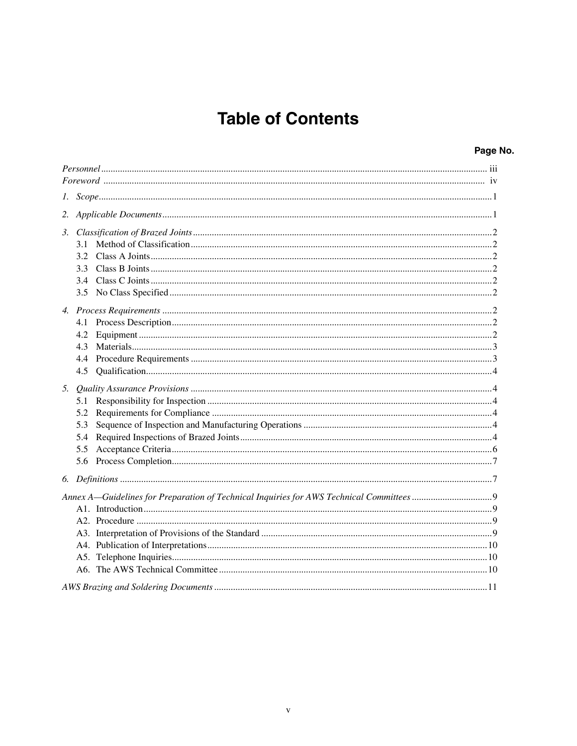# Table of Contents

| | Page No. |
|---|---|
| *Personnel* | iii |
| *Foreword* | iv |
| *1. Scope* | 1 |
| *2. Applicable Documents* | 1 |
| *3. Classification of Brazed Joints* | 2 |
| 3.1 Method of Classification | 2 |
| 3.2 Class A Joints | 2 |
| 3.3 Class B Joints | 2 |
| 3.4 Class C Joints | 2 |
| 3.5 No Class Specified | 2 |
| *4. Process Requirements* | 2 |
| 4.1 Process Description | 2 |
| 4.2 Equipment | 2 |
| 4.3 Materials | 3 |
| 4.4 Procedure Requirements | 3 |
| 4.5 Qualification | 4 |
| *5. Quality Assurance Provisions* | 4 |
| 5.1 Responsibility for Inspection | 4 |
| 5.2 Requirements for Compliance | 4 |
| 5.3 Sequence of Inspection and Manufacturing Operations | 4 |
| 5.4 Required Inspections of Brazed Joints | 4 |
| 5.5 Acceptance Criteria | 6 |
| 5.6 Process Completion | 7 |
| *6. Definitions* | 7 |
| *Annex A—Guidelines for Preparation of Technical Inquiries for AWS Technical Committees* | 9 |
| A1. Introduction | 9 |
| A2. Procedure | 9 |
| A3. Interpretation of Provisions of the Standard | 9 |
| A4. Publication of Interpretations | 10 |
| A5. Telephone Inquiries | 10 |
| A6. The AWS Technical Committee | 10 |
| *AWS Brazing and Soldering Documents* | 11 |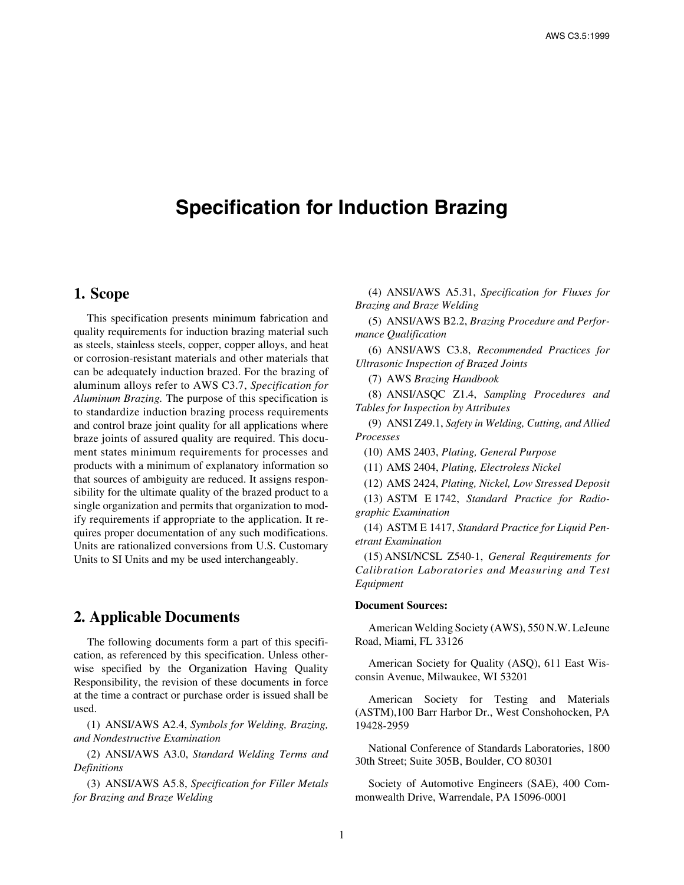# Specification for Induction Brazing

## 1. Scope

This specification presents minimum fabrication and quality requirements for induction brazing material such as steels, stainless steels, copper, copper alloys, and heat or corrosion-resistant materials and other materials that can be adequately induction brazed. For the brazing of aluminum alloys refer to AWS C3.7, *Specification for Aluminum Brazing.* The purpose of this specification is to standardize induction brazing process requirements and control braze joint quality for all applications where braze joints of assured quality are required. This document states minimum requirements for processes and products with a minimum of explanatory information so that sources of ambiguity are reduced. It assigns responsibility for the ultimate quality of the brazed product to a single organization and permits that organization to modify requirements if appropriate to the application. It requires proper documentation of any such modifications. Units are rationalized conversions from U.S. Customary Units to SI Units and my be used interchangeably.

## 2. Applicable Documents

The following documents form a part of this specification, as referenced by this specification. Unless otherwise specified by the Organization Having Quality Responsibility, the revision of these documents in force at the time a contract or purchase order is issued shall be used.

(1) ANSI/AWS A2.4, *Symbols for Welding, Brazing, and Nondestructive Examination*

(2) ANSI/AWS A3.0, *Standard Welding Terms and Definitions*

(3) ANSI/AWS A5.8, *Specification for Filler Metals for Brazing and Braze Welding*

(4) ANSI/AWS A5.31, *Specification for Fluxes for Brazing and Braze Welding*

(5) ANSI/AWS B2.2, *Brazing Procedure and Performance Qualification*

(6) ANSI/AWS C3.8, *Recommended Practices for Ultrasonic Inspection of Brazed Joints*

(7) AWS *Brazing Handbook*

(8) ANSI/ASQC Z1.4, *Sampling Procedures and Tables for Inspection by Attributes*

(9) ANSI Z49.1, *Safety in Welding, Cutting, and Allied Processes*

(10) AMS 2403, *Plating, General Purpose*

(11) AMS 2404, *Plating, Electroless Nickel*

(12) AMS 2424, *Plating, Nickel, Low Stressed Deposit*

(13) ASTM E 1742, *Standard Practice for Radiographic Examination*

(14) ASTM E 1417, *Standard Practice for Liquid Penetrant Examination*

(15) ANSI/NCSL Z540-1, *General Requirements for Calibration Laboratories and Measuring and Test Equipment*

**Document Sources:**

American Welding Society (AWS), 550 N.W. LeJeune Road, Miami, FL 33126

American Society for Quality (ASQ), 611 East Wisconsin Avenue, Milwaukee, WI 53201

American Society for Testing and Materials (ASTM),100 Barr Harbor Dr., West Conshohocken, PA 19428-2959

National Conference of Standards Laboratories, 1800 30th Street; Suite 305B, Boulder, CO 80301

Society of Automotive Engineers (SAE), 400 Commonwealth Drive, Warrendale, PA 15096-0001